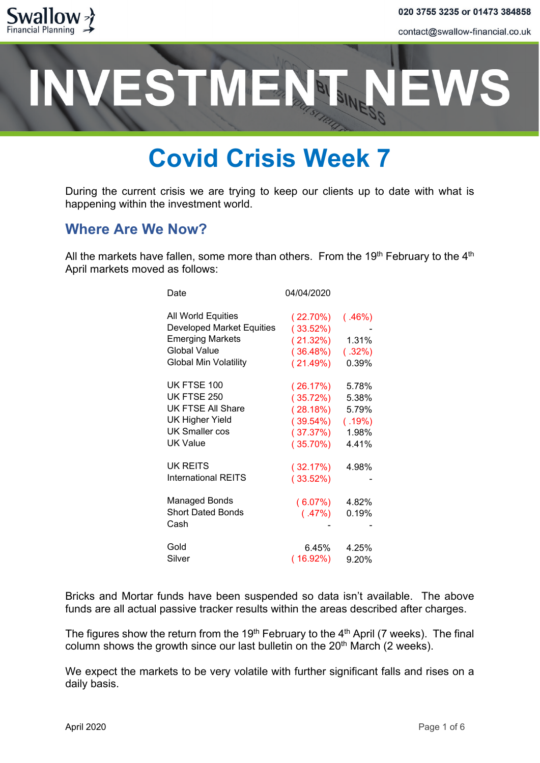Swallow Financial Planning

020 3755 3235 or 01473 384858

contact@swallow-financial.co.uk

# INVESTMENT NEWS

# Covid Crisis Week 7

During the current crisis we are trying to keep our clients up to date with what is happening within the investment world.

## Where Are We Now?

All the markets have fallen, some more than others. From the 19th February to the 4th April markets moved as follows:

| Date | 04/04/2020 | |
|---|---|---|
| All World Equities | ( 22.70%) | ( .46%) |
| Developed Market Equities | ( 33.52%) | - |
| Emerging Markets | ( 21.32%) | 1.31% |
| Global Value | ( 36.48%) | ( .32%) |
| Global Min Volatility | ( 21.49%) | 0.39% |
| UK FTSE 100 | ( 26.17%) | 5.78% |
| UK FTSE 250 | ( 35.72%) | 5.38% |
| UK FTSE All Share | ( 28.18%) | 5.79% |
| UK Higher Yield | ( 39.54%) | ( .19%) |
| UK Smaller cos | ( 37.37%) | 1.98% |
| UK Value | ( 35.70%) | 4.41% |
| UK REITS | ( 32.17%) | 4.98% |
| International REITS | ( 33.52%) | - |
| Managed Bonds | ( 6.07%) | 4.82% |
| Short Dated Bonds | ( .47%) | 0.19% |
| Cash | - | - |
| Gold | 6.45% | 4.25% |
| Silver | ( 16.92%) | 9.20% |

Bricks and Mortar funds have been suspended so data isn't available. The above funds are all actual passive tracker results within the areas described after charges.

The figures show the return from the 19th February to the 4th April (7 weeks). The final column shows the growth since our last bulletin on the 20th March (2 weeks).

We expect the markets to be very volatile with further significant falls and rises on a daily basis.

April 2020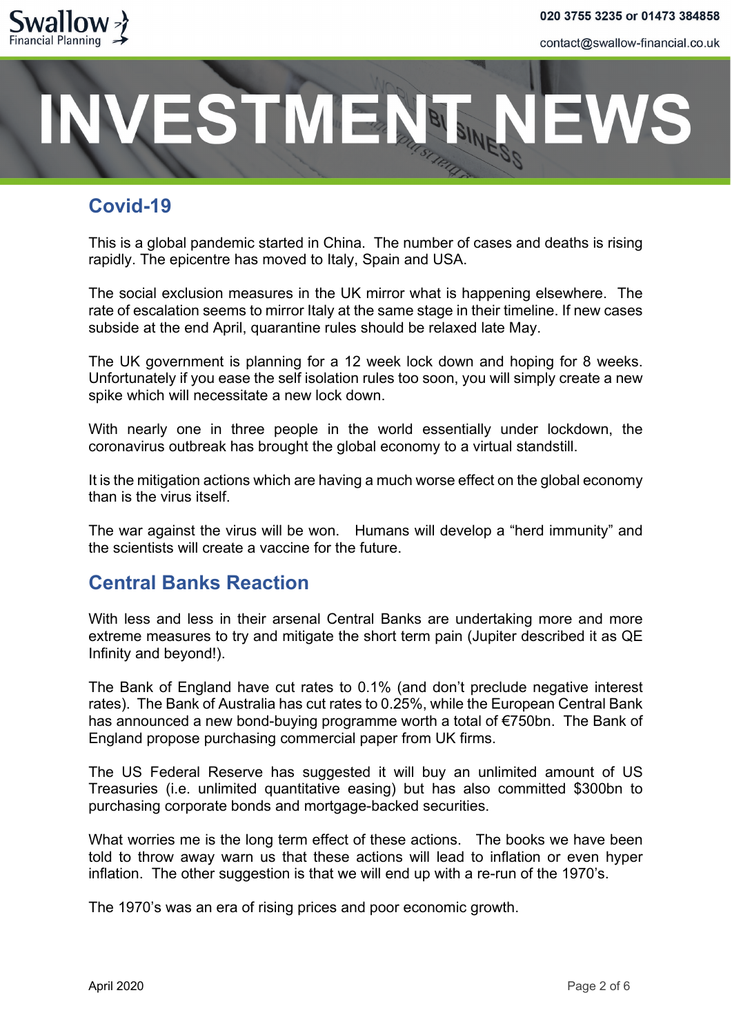# INVESTMENT NEWS

## Covid-19

This is a global pandemic started in China. The number of cases and deaths is rising rapidly. The epicentre has moved to Italy, Spain and USA.

The social exclusion measures in the UK mirror what is happening elsewhere. The rate of escalation seems to mirror Italy at the same stage in their timeline. If new cases subside at the end April, quarantine rules should be relaxed late May.

The UK government is planning for a 12 week lock down and hoping for 8 weeks. Unfortunately if you ease the self isolation rules too soon, you will simply create a new spike which will necessitate a new lock down.

With nearly one in three people in the world essentially under lockdown, the coronavirus outbreak has brought the global economy to a virtual standstill.

It is the mitigation actions which are having a much worse effect on the global economy than is the virus itself.

The war against the virus will be won. Humans will develop a "herd immunity" and the scientists will create a vaccine for the future.

## Central Banks Reaction

With less and less in their arsenal Central Banks are undertaking more and more extreme measures to try and mitigate the short term pain (Jupiter described it as QE Infinity and beyond!).

The Bank of England have cut rates to 0.1% (and don't preclude negative interest rates). The Bank of Australia has cut rates to 0.25%, while the European Central Bank has announced a new bond-buying programme worth a total of €750bn. The Bank of England propose purchasing commercial paper from UK firms.

The US Federal Reserve has suggested it will buy an unlimited amount of US Treasuries (i.e. unlimited quantitative easing) but has also committed $300bn to purchasing corporate bonds and mortgage-backed securities.

What worries me is the long term effect of these actions. The books we have been told to throw away warn us that these actions will lead to inflation or even hyper inflation. The other suggestion is that we will end up with a re-run of the 1970's.

The 1970's was an era of rising prices and poor economic growth.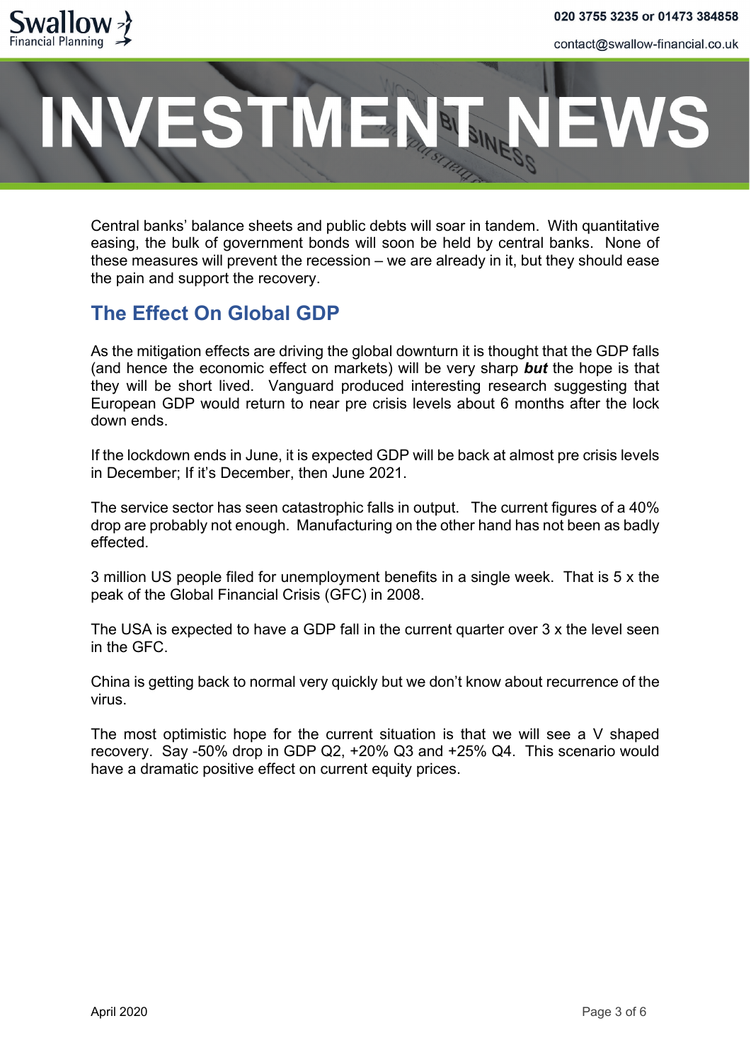Central banks' balance sheets and public debts will soar in tandem. With quantitative easing, the bulk of government bonds will soon be held by central banks. None of these measures will prevent the recession – we are already in it, but they should ease the pain and support the recovery.

## The Effect On Global GDP

As the mitigation effects are driving the global downturn it is thought that the GDP falls (and hence the economic effect on markets) will be very sharp ***but*** the hope is that they will be short lived. Vanguard produced interesting research suggesting that European GDP would return to near pre crisis levels about 6 months after the lock down ends.

If the lockdown ends in June, it is expected GDP will be back at almost pre crisis levels in December; If it's December, then June 2021.

The service sector has seen catastrophic falls in output. The current figures of a 40% drop are probably not enough. Manufacturing on the other hand has not been as badly effected.

3 million US people filed for unemployment benefits in a single week. That is 5 x the peak of the Global Financial Crisis (GFC) in 2008.

The USA is expected to have a GDP fall in the current quarter over 3 x the level seen in the GFC.

China is getting back to normal very quickly but we don't know about recurrence of the virus.

The most optimistic hope for the current situation is that we will see a V shaped recovery. Say -50% drop in GDP Q2, +20% Q3 and +25% Q4. This scenario would have a dramatic positive effect on current equity prices.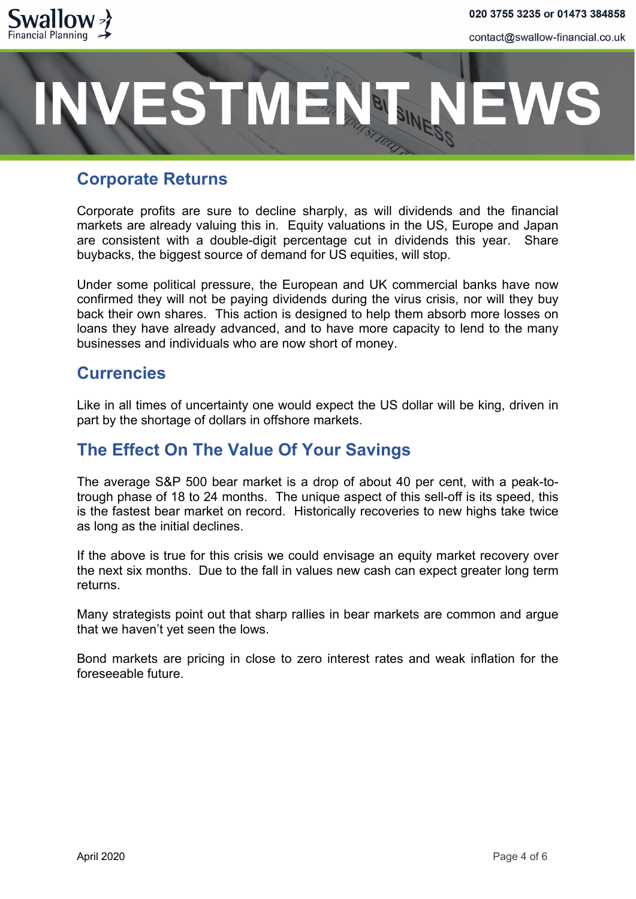# INVESTMENT NEWS

## Corporate Returns

Corporate profits are sure to decline sharply, as will dividends and the financial markets are already valuing this in. Equity valuations in the US, Europe and Japan are consistent with a double-digit percentage cut in dividends this year. Share buybacks, the biggest source of demand for US equities, will stop.

Under some political pressure, the European and UK commercial banks have now confirmed they will not be paying dividends during the virus crisis, nor will they buy back their own shares. This action is designed to help them absorb more losses on loans they have already advanced, and to have more capacity to lend to the many businesses and individuals who are now short of money.

## Currencies

Like in all times of uncertainty one would expect the US dollar will be king, driven in part by the shortage of dollars in offshore markets.

## The Effect On The Value Of Your Savings

The average S&P 500 bear market is a drop of about 40 per cent, with a peak-to-trough phase of 18 to 24 months. The unique aspect of this sell-off is its speed, this is the fastest bear market on record. Historically recoveries to new highs take twice as long as the initial declines.

If the above is true for this crisis we could envisage an equity market recovery over the next six months. Due to the fall in values new cash can expect greater long term returns.

Many strategists point out that sharp rallies in bear markets are common and argue that we haven't yet seen the lows.

Bond markets are pricing in close to zero interest rates and weak inflation for the foreseeable future.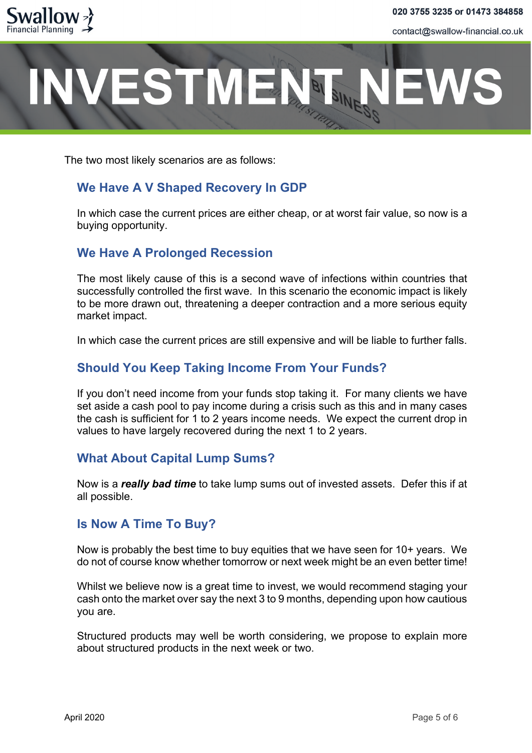The two most likely scenarios are as follows:

### We Have A V Shaped Recovery In GDP

In which case the current prices are either cheap, or at worst fair value, so now is a buying opportunity.

### We Have A Prolonged Recession

The most likely cause of this is a second wave of infections within countries that successfully controlled the first wave. In this scenario the economic impact is likely to be more drawn out, threatening a deeper contraction and a more serious equity market impact.

In which case the current prices are still expensive and will be liable to further falls.

### Should You Keep Taking Income From Your Funds?

If you don't need income from your funds stop taking it. For many clients we have set aside a cash pool to pay income during a crisis such as this and in many cases the cash is sufficient for 1 to 2 years income needs. We expect the current drop in values to have largely recovered during the next 1 to 2 years.

### What About Capital Lump Sums?

Now is a ***really bad time*** to take lump sums out of invested assets. Defer this if at all possible.

### Is Now A Time To Buy?

Now is probably the best time to buy equities that we have seen for 10+ years. We do not of course know whether tomorrow or next week might be an even better time!

Whilst we believe now is a great time to invest, we would recommend staging your cash onto the market over say the next 3 to 9 months, depending upon how cautious you are.

Structured products may well be worth considering, we propose to explain more about structured products in the next week or two.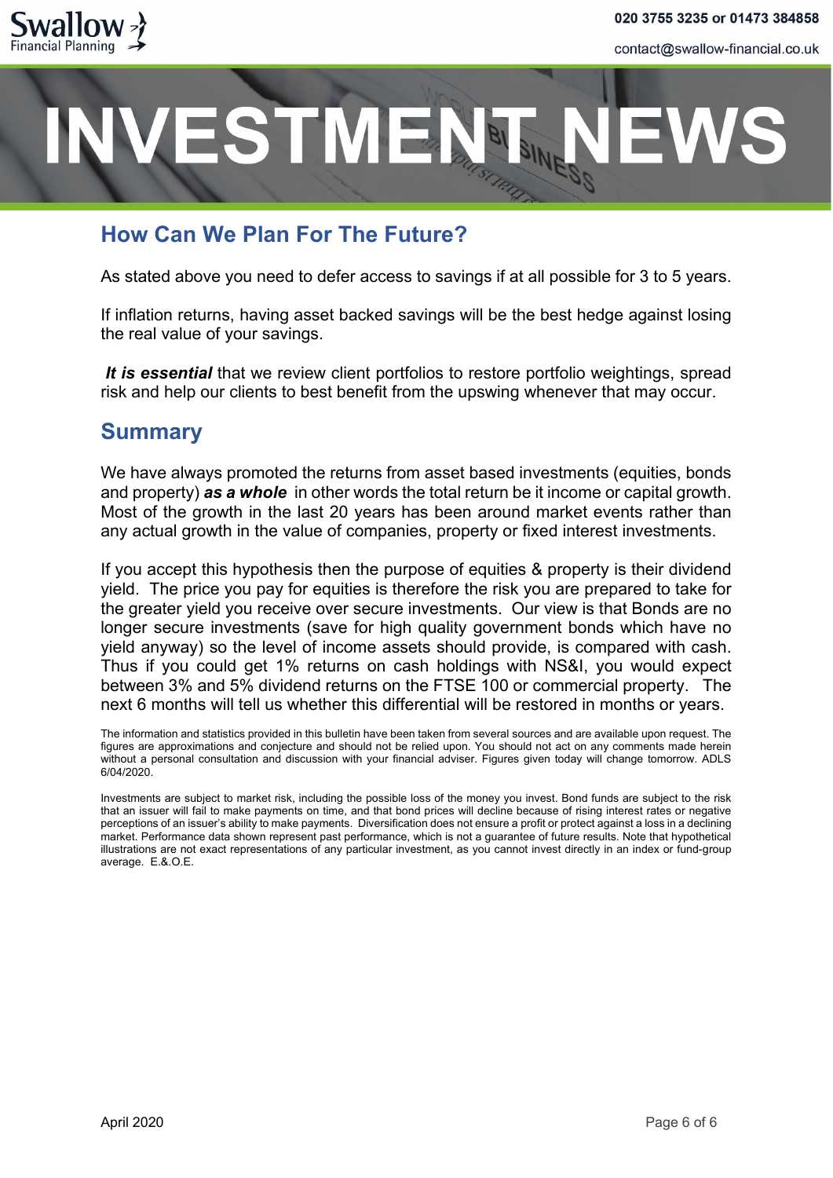## How Can We Plan For The Future?

As stated above you need to defer access to savings if at all possible for 3 to 5 years.

If inflation returns, having asset backed savings will be the best hedge against losing the real value of your savings.

***It is essential*** that we review client portfolios to restore portfolio weightings, spread risk and help our clients to best benefit from the upswing whenever that may occur.

## Summary

We have always promoted the returns from asset based investments (equities, bonds and property) ***as a whole*** in other words the total return be it income or capital growth. Most of the growth in the last 20 years has been around market events rather than any actual growth in the value of companies, property or fixed interest investments.

If you accept this hypothesis then the purpose of equities & property is their dividend yield. The price you pay for equities is therefore the risk you are prepared to take for the greater yield you receive over secure investments. Our view is that Bonds are no longer secure investments (save for high quality government bonds which have no yield anyway) so the level of income assets should provide, is compared with cash. Thus if you could get 1% returns on cash holdings with NS&I, you would expect between 3% and 5% dividend returns on the FTSE 100 or commercial property. The next 6 months will tell us whether this differential will be restored in months or years.

The information and statistics provided in this bulletin have been taken from several sources and are available upon request. The figures are approximations and conjecture and should not be relied upon. You should not act on any comments made herein without a personal consultation and discussion with your financial adviser. Figures given today will change tomorrow. ADLS 6/04/2020.

Investments are subject to market risk, including the possible loss of the money you invest. Bond funds are subject to the risk that an issuer will fail to make payments on time, and that bond prices will decline because of rising interest rates or negative perceptions of an issuer's ability to make payments. Diversification does not ensure a profit or protect against a loss in a declining market. Performance data shown represent past performance, which is not a guarantee of future results. Note that hypothetical illustrations are not exact representations of any particular investment, as you cannot invest directly in an index or fund-group average. E.&.O.E.

April 2020